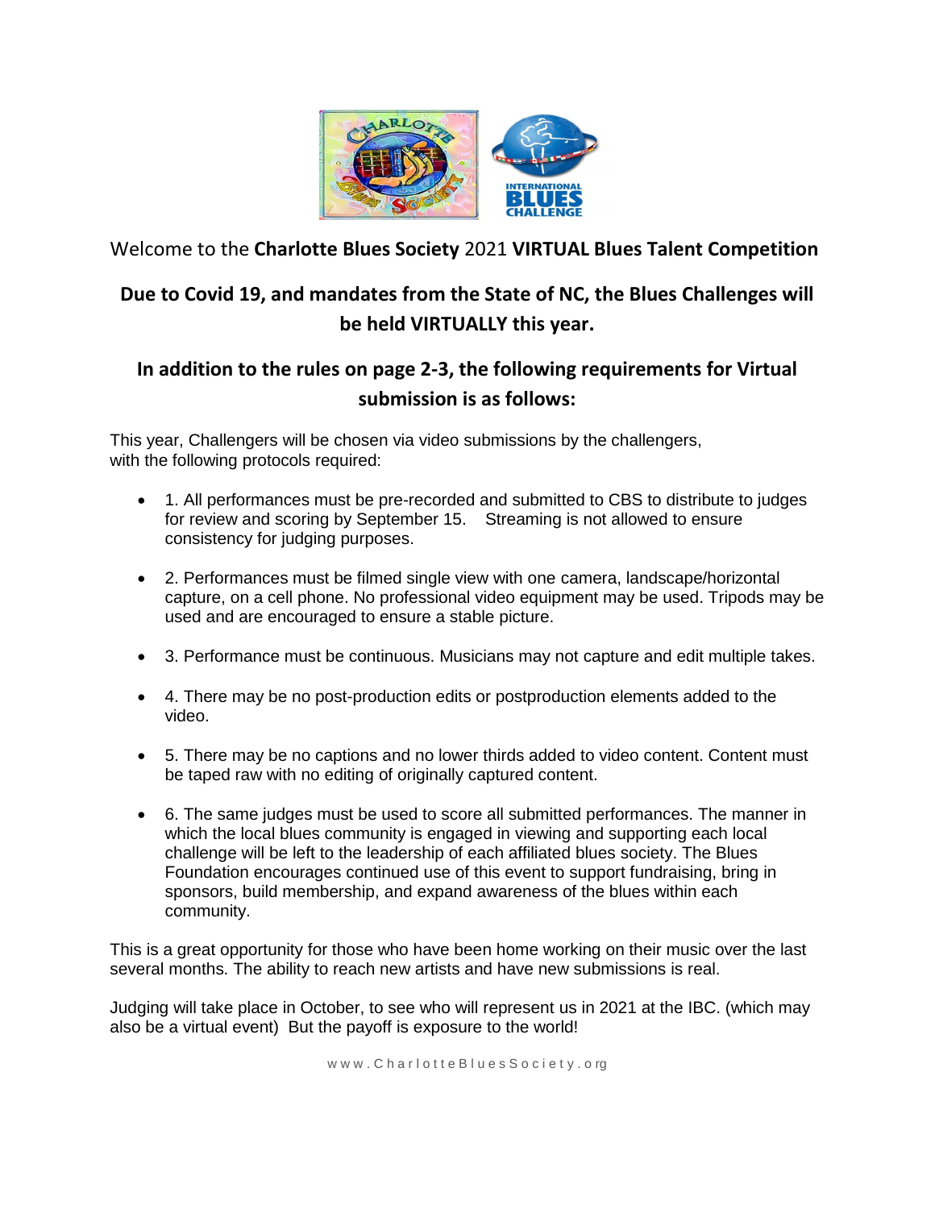Welcome to the **Charlotte Blues Society** 2021 **VIRTUAL Blues Talent Competition**

## Due to Covid 19, and mandates from the State of NC, the Blues Challenges will be held VIRTUALLY this year.

## In addition to the rules on page 2-3, the following requirements for Virtual submission is as follows:

This year, Challengers will be chosen via video submissions by the challengers, with the following protocols required:

- 1. All performances must be pre-recorded and submitted to CBS to distribute to judges for review and scoring by September 15. Streaming is not allowed to ensure consistency for judging purposes.
- 2. Performances must be filmed single view with one camera, landscape/horizontal capture, on a cell phone. No professional video equipment may be used. Tripods may be used and are encouraged to ensure a stable picture.
- 3. Performance must be continuous. Musicians may not capture and edit multiple takes.
- 4. There may be no post-production edits or postproduction elements added to the video.
- 5. There may be no captions and no lower thirds added to video content. Content must be taped raw with no editing of originally captured content.
- 6. The same judges must be used to score all submitted performances. The manner in which the local blues community is engaged in viewing and supporting each local challenge will be left to the leadership of each affiliated blues society. The Blues Foundation encourages continued use of this event to support fundraising, bring in sponsors, build membership, and expand awareness of the blues within each community.

This is a great opportunity for those who have been home working on their music over the last several months. The ability to reach new artists and have new submissions is real.

Judging will take place in October, to see who will represent us in 2021 at the IBC. (which may also be a virtual event) But the payoff is exposure to the world!

www.CharlotteBluesSociety.org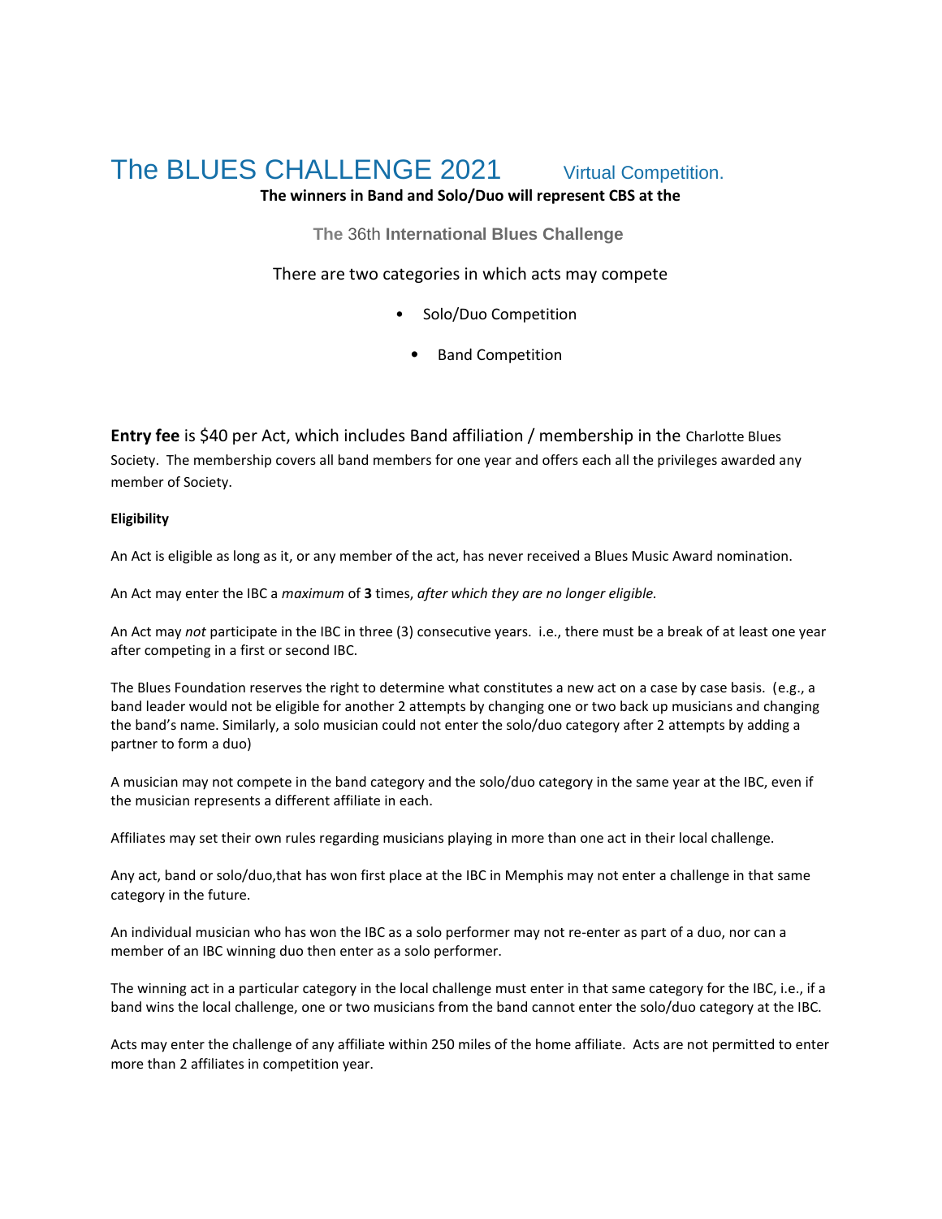# The BLUES CHALLENGE 2021 Virtual Competition.

**The winners in Band and Solo/Duo will represent CBS at the**

**The 36th International Blues Challenge**

There are two categories in which acts may compete

- Solo/Duo Competition
- Band Competition

**Entry fee** is $40 per Act, which includes Band affiliation / membership in the Charlotte Blues Society. The membership covers all band members for one year and offers each all the privileges awarded any member of Society.

**Eligibility**

An Act is eligible as long as it, or any member of the act, has never received a Blues Music Award nomination.

An Act may enter the IBC a *maximum* of **3** times, *after which they are no longer eligible.*

An Act may *not* participate in the IBC in three (3) consecutive years. i.e., there must be a break of at least one year after competing in a first or second IBC.

The Blues Foundation reserves the right to determine what constitutes a new act on a case by case basis. (e.g., a band leader would not be eligible for another 2 attempts by changing one or two back up musicians and changing the band's name. Similarly, a solo musician could not enter the solo/duo category after 2 attempts by adding a partner to form a duo)

A musician may not compete in the band category and the solo/duo category in the same year at the IBC, even if the musician represents a different affiliate in each.

Affiliates may set their own rules regarding musicians playing in more than one act in their local challenge.

Any act, band or solo/duo,that has won first place at the IBC in Memphis may not enter a challenge in that same category in the future.

An individual musician who has won the IBC as a solo performer may not re-enter as part of a duo, nor can a member of an IBC winning duo then enter as a solo performer.

The winning act in a particular category in the local challenge must enter in that same category for the IBC, i.e., if a band wins the local challenge, one or two musicians from the band cannot enter the solo/duo category at the IBC.

Acts may enter the challenge of any affiliate within 250 miles of the home affiliate. Acts are not permitted to enter more than 2 affiliates in competition year.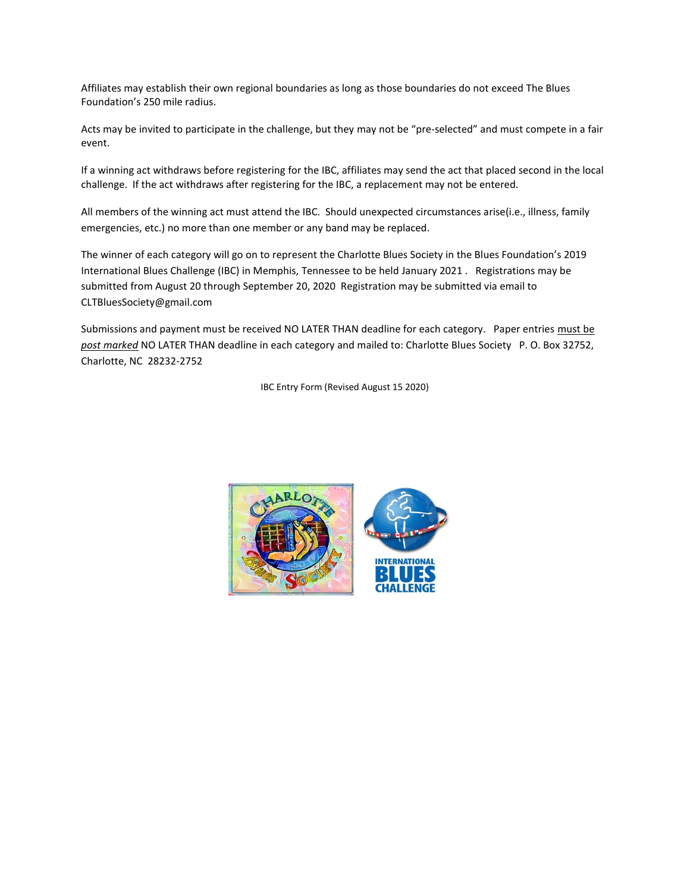Affiliates may establish their own regional boundaries as long as those boundaries do not exceed The Blues Foundation's 250 mile radius.

Acts may be invited to participate in the challenge, but they may not be "pre-selected" and must compete in a fair event.

If a winning act withdraws before registering for the IBC, affiliates may send the act that placed second in the local challenge. If the act withdraws after registering for the IBC, a replacement may not be entered.

All members of the winning act must attend the IBC. Should unexpected circumstances arise(i.e., illness, family emergencies, etc.) no more than one member or any band may be replaced.

The winner of each category will go on to represent the Charlotte Blues Society in the Blues Foundation's 2019 International Blues Challenge (IBC) in Memphis, Tennessee to be held January 2021 . Registrations may be submitted from August 20 through September 20, 2020 Registration may be submitted via email to CLTBluesSociety@gmail.com

Submissions and payment must be received NO LATER THAN deadline for each category. Paper entries must be *post marked* NO LATER THAN deadline in each category and mailed to: Charlotte Blues Society P. O. Box 32752, Charlotte, NC 28232-2752

IBC Entry Form (Revised August 15 2020)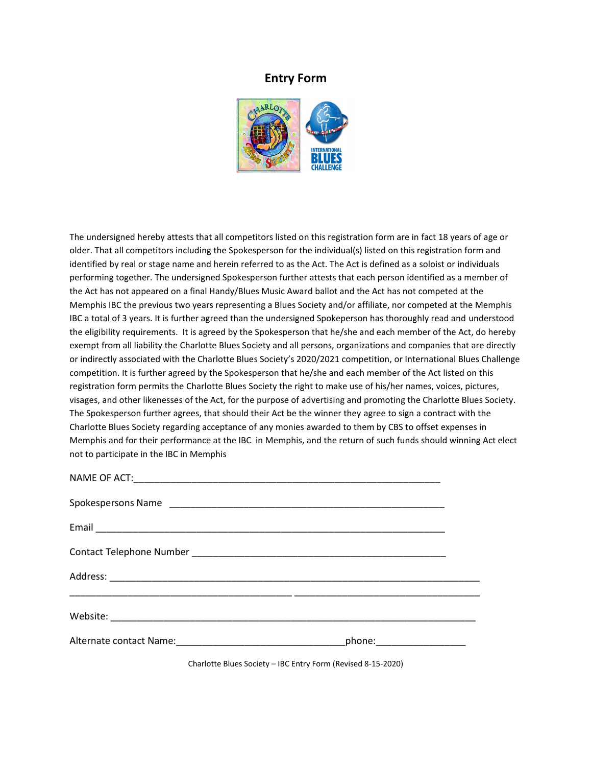# Entry Form

The undersigned hereby attests that all competitors listed on this registration form are in fact 18 years of age or older. That all competitors including the Spokesperson for the individual(s) listed on this registration form and identified by real or stage name and herein referred to as the Act. The Act is defined as a soloist or individuals performing together. The undersigned Spokesperson further attests that each person identified as a member of the Act has not appeared on a final Handy/Blues Music Award ballot and the Act has not competed at the Memphis IBC the previous two years representing a Blues Society and/or affiliate, nor competed at the Memphis IBC a total of 3 years. It is further agreed than the undersigned Spokeperson has thoroughly read and understood the eligibility requirements. It is agreed by the Spokesperson that he/she and each member of the Act, do hereby exempt from all liability the Charlotte Blues Society and all persons, organizations and companies that are directly or indirectly associated with the Charlotte Blues Society's 2020/2021 competition, or International Blues Challenge competition. It is further agreed by the Spokesperson that he/she and each member of the Act listed on this registration form permits the Charlotte Blues Society the right to make use of his/her names, voices, pictures, visages, and other likenesses of the Act, for the purpose of advertising and promoting the Charlotte Blues Society. The Spokesperson further agrees, that should their Act be the winner they agree to sign a contract with the Charlotte Blues Society regarding acceptance of any monies awarded to them by CBS to offset expenses in Memphis and for their performance at the IBC in Memphis, and the return of such funds should winning Act elect not to participate in the IBC in Memphis

NAME OF ACT:____________________________________________________________

Spokespersons Name ______________________________________________________

Email ____________________________________________________________________

Contact Telephone Number __________________________________________________

Address: __________________________________________________________________

__________________________________________ ____________________________________

Website: _________________________________________________________________

Alternate contact Name:_________________________________phone:_________________

Charlotte Blues Society – IBC Entry Form (Revised 8-15-2020)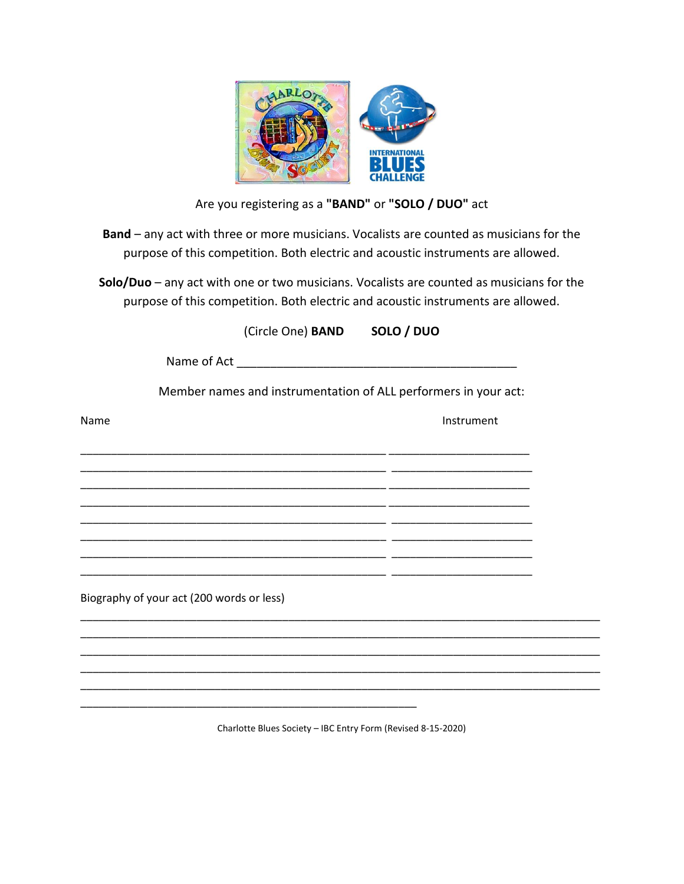Are you registering as a **"BAND"** or **"SOLO / DUO"** act

**Band** – any act with three or more musicians. Vocalists are counted as musicians for the purpose of this competition. Both electric and acoustic instruments are allowed.

**Solo/Duo** – any act with one or two musicians. Vocalists are counted as musicians for the purpose of this competition. Both electric and acoustic instruments are allowed.

(Circle One) **BAND** **SOLO / DUO**

Name of Act ___________________________________________

Member names and instrumentation of ALL performers in your act:

| Name | Instrument |
| --- | --- |
| _______________________________________________ | ______________________ |
| _______________________________________________ | ______________________ |
| _______________________________________________ | ______________________ |
| _______________________________________________ | ______________________ |
| _______________________________________________ | ______________________ |
| _______________________________________________ | ______________________ |
| _______________________________________________ | ______________________ |
| _______________________________________________ | ______________________ |

Biography of your act (200 words or less)

________________________________________________________________________________
________________________________________________________________________________
________________________________________________________________________________
________________________________________________________________________________
________________________________________________________________________________
____________________________________________________

Charlotte Blues Society – IBC Entry Form (Revised 8-15-2020)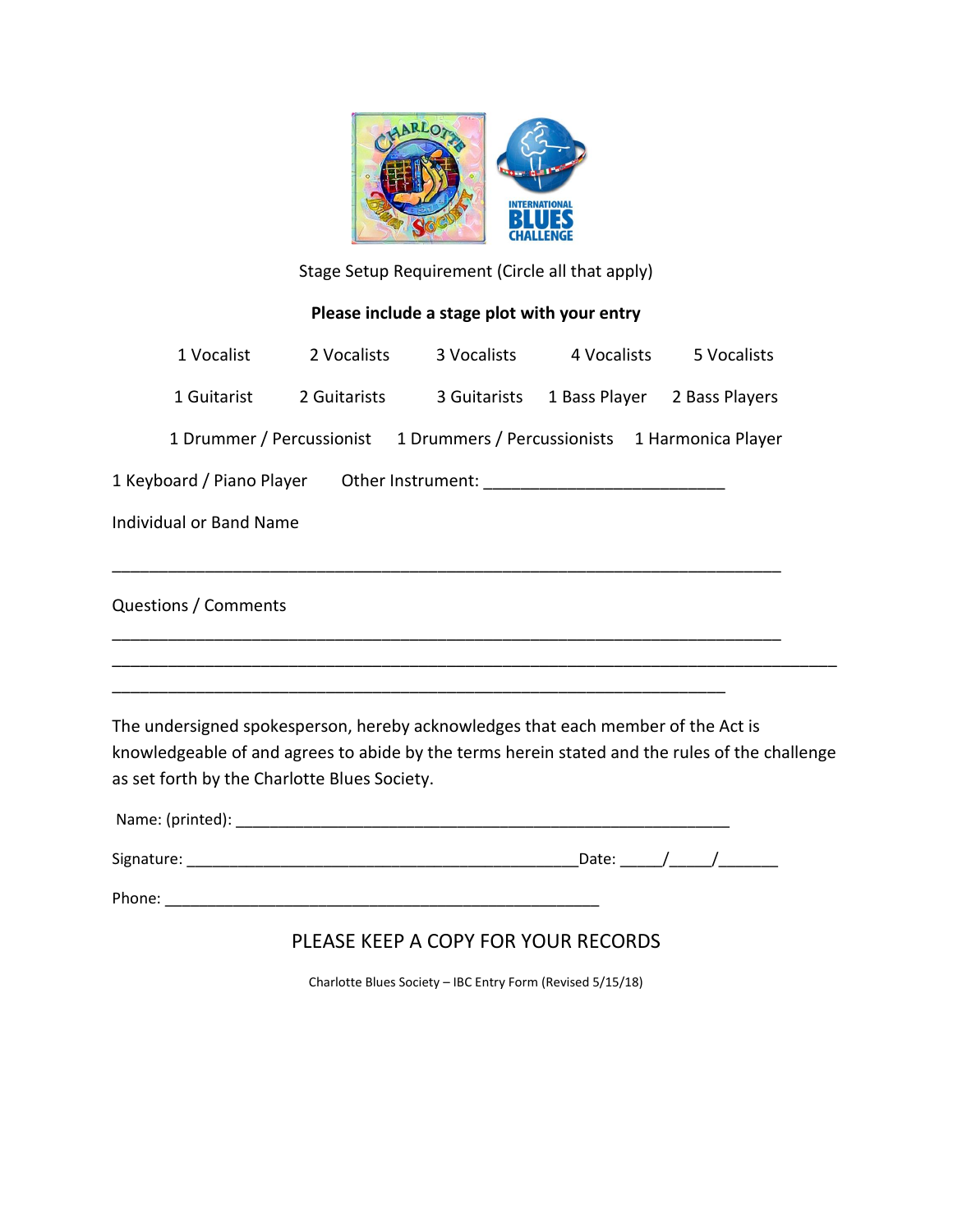Stage Setup Requirement (Circle all that apply)

**Please include a stage plot with your entry**

1 Vocalist 2 Vocalists 3 Vocalists 4 Vocalists 5 Vocalists

1 Guitarist 2 Guitarists 3 Guitarists 1 Bass Player 2 Bass Players

1 Drummer / Percussionist 1 Drummers / Percussionists 1 Harmonica Player

1 Keyboard / Piano Player Other Instrument: ___________________________

Individual or Band Name

___________________________________________________________________________

Questions / Comments

___________________________________________________________________________
___________________________________________________________________________
___________________________________________________________________________

The undersigned spokesperson, hereby acknowledges that each member of the Act is knowledgeable of and agrees to abide by the terms herein stated and the rules of the challenge as set forth by the Charlotte Blues Society.

Name: (printed): _______________________________________________________

Signature: ____________________________________________Date: _____/_____/_______

Phone: _________________________________________________

PLEASE KEEP A COPY FOR YOUR RECORDS

Charlotte Blues Society – IBC Entry Form (Revised 5/15/18)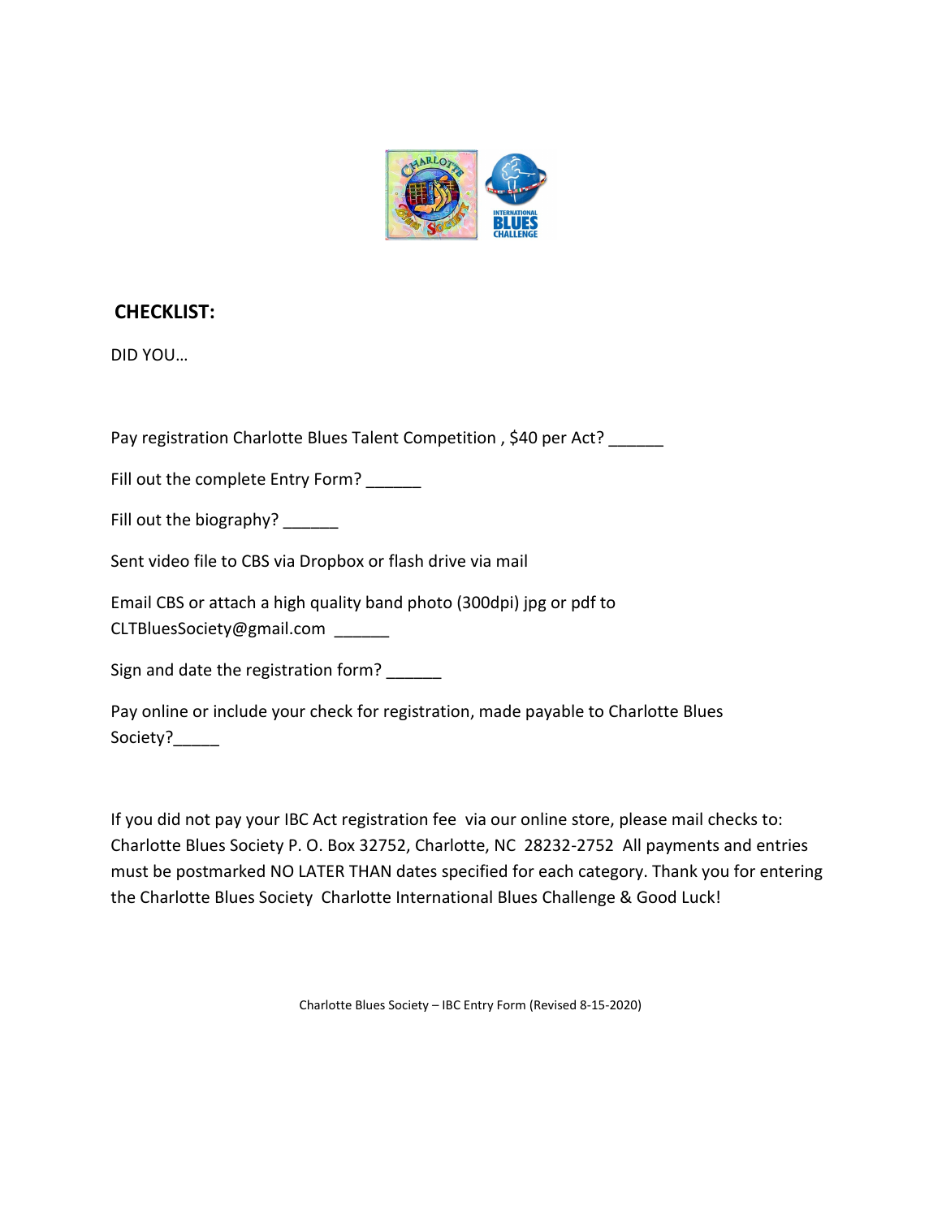## CHECKLIST:

DID YOU…

Pay registration Charlotte Blues Talent Competition , $40 per Act? ______

Fill out the complete Entry Form? ______

Fill out the biography? ______

Sent video file to CBS via Dropbox or flash drive via mail

Email CBS or attach a high quality band photo (300dpi) jpg or pdf to CLTBluesSociety@gmail.com ______

Sign and date the registration form? ______

Pay online or include your check for registration, made payable to Charlotte Blues Society?_____

If you did not pay your IBC Act registration fee via our online store, please mail checks to: Charlotte Blues Society P. O. Box 32752, Charlotte, NC 28232-2752 All payments and entries must be postmarked NO LATER THAN dates specified for each category. Thank you for entering the Charlotte Blues Society Charlotte International Blues Challenge & Good Luck!

Charlotte Blues Society – IBC Entry Form (Revised 8-15-2020)